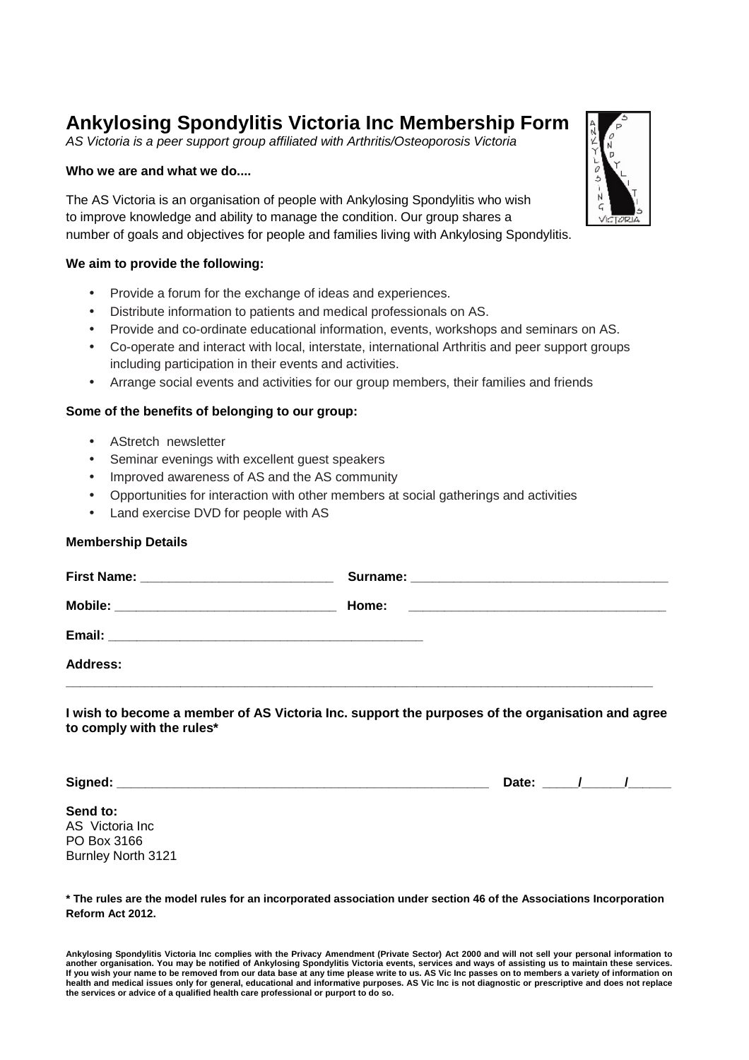# Ankylosing Spondylitis Victoria Inc Membership Form

*AS Victoria is a peer support group affiliated with Arthritis/Osteoporosis Victoria*

**Who we are and what we do....**

The AS Victoria is an organisation of people with Ankylosing Spondylitis who wish to improve knowledge and ability to manage the condition. Our group shares a number of goals and objectives for people and families living with Ankylosing Spondylitis.

**We aim to provide the following:**

- Provide a forum for the exchange of ideas and experiences.
- Distribute information to patients and medical professionals on AS.
- Provide and co-ordinate educational information, events, workshops and seminars on AS.
- Co-operate and interact with local, interstate, international Arthritis and peer support groups including participation in their events and activities.
- Arrange social events and activities for our group members, their families and friends

**Some of the benefits of belonging to our group:**

- AStretch newsletter
- Seminar evenings with excellent guest speakers
- Improved awareness of AS and the AS community
- Opportunities for interaction with other members at social gatherings and activities
- Land exercise DVD for people with AS

**Membership Details**

**First Name:** ___________________________ **Surname:** ____________________________________

**Mobile:** _______________________________ **Home:** ____________________________________

**Email:** ____________________________________________

**Address:** 
_____________________________________________________________________________________

**I wish to become a member of AS Victoria Inc. support the purposes of the organisation and agree to comply with the rules***

**Signed:** _____________________________________________________ **Date:** _____/______/______

**Send to:**
AS Victoria Inc
PO Box 3166
Burnley North 3121

**\* The rules are the model rules for an incorporated association under section 46 of the Associations Incorporation Reform Act 2012.**

**Ankylosing Spondylitis Victoria Inc complies with the Privacy Amendment (Private Sector) Act 2000 and will not sell your personal information to another organisation. You may be notified of Ankylosing Spondylitis Victoria events, services and ways of assisting us to maintain these services. If you wish your name to be removed from our data base at any time please write to us. AS Vic Inc passes on to members a variety of information on health and medical issues only for general, educational and informative purposes. AS Vic Inc is not diagnostic or prescriptive and does not replace the services or advice of a qualified health care professional or purport to do so.**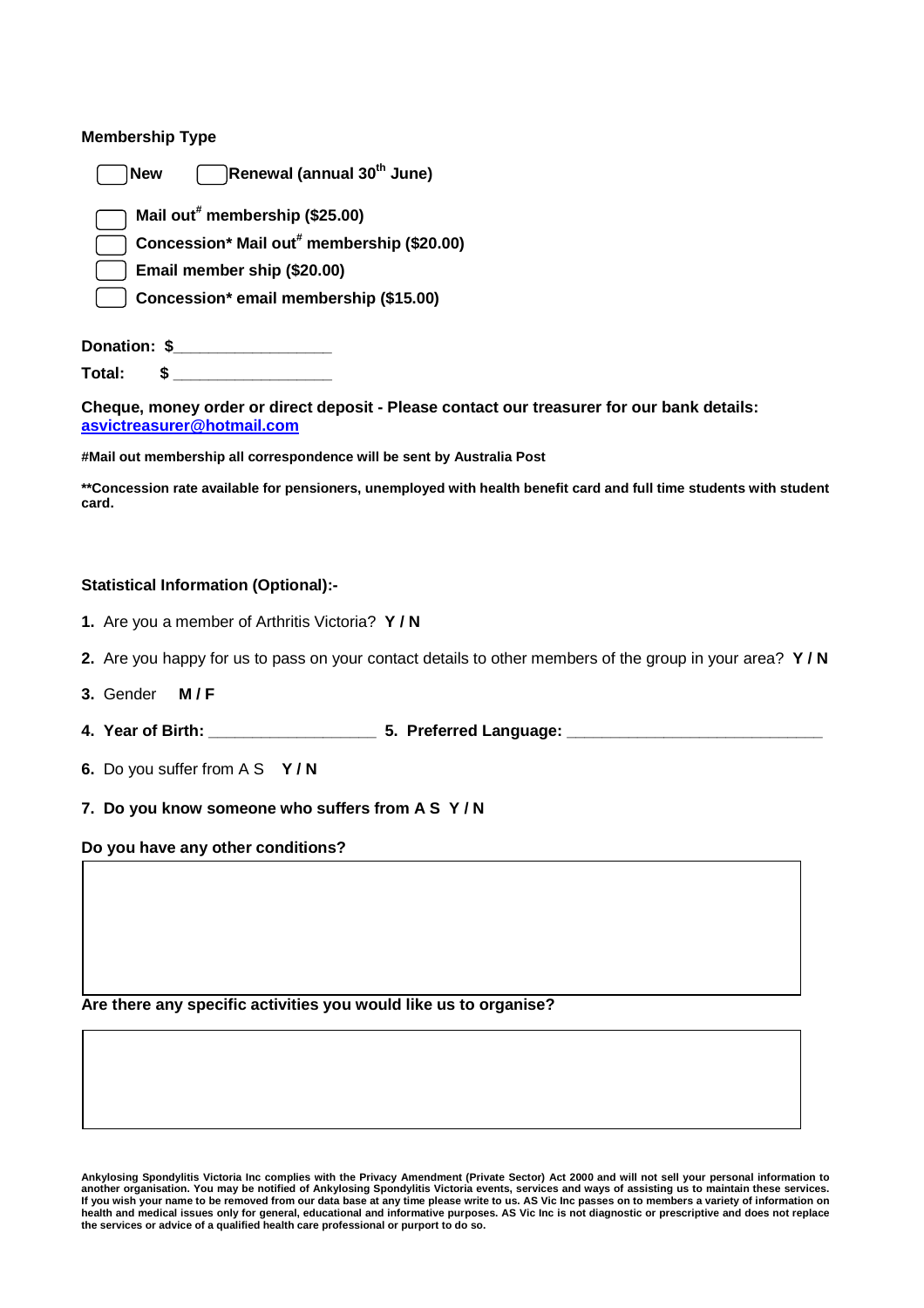**Membership Type**

- [ ] **New** - [ ] **Renewal (annual 30th June)**

- [ ] **Mail out# membership ($25.00)**
- [ ] **Concession* Mail out# membership ($20.00)**
- [ ] **Email member ship ($20.00)**
- [ ] **Concession* email membership ($15.00)**

**Donation: $_________________**

**Total: $ _________________**

**Cheque, money order or direct deposit - Please contact our treasurer for our bank details: [asvictreasurer@hotmail.com](mailto:asvictreasurer@hotmail.com)**

**#Mail out membership all correspondence will be sent by Australia Post**

****Concession rate available for pensioners, unemployed with health benefit card and full time students with student card.**

**Statistical Information (Optional):-**

**1.** Are you a member of Arthritis Victoria? **Y / N**

**2.** Are you happy for us to pass on your contact details to other members of the group in your area? **Y / N**

**3.** Gender **M / F**

**4. Year of Birth: __________________ 5. Preferred Language: ____________________________**

**6.** Do you suffer from A S **Y / N**

**7. Do you know someone who suffers from A S Y / N**

**Do you have any other conditions?**

| |
|---|
| |

**Are there any specific activities you would like us to organise?**

| |
|---|
| |

**Ankylosing Spondylitis Victoria Inc complies with the Privacy Amendment (Private Sector) Act 2000 and will not sell your personal information to another organisation. You may be notified of Ankylosing Spondylitis Victoria events, services and ways of assisting us to maintain these services. If you wish your name to be removed from our data base at any time please write to us. AS Vic Inc passes on to members a variety of information on health and medical issues only for general, educational and informative purposes. AS Vic Inc is not diagnostic or prescriptive and does not replace the services or advice of a qualified health care professional or purport to do so.**